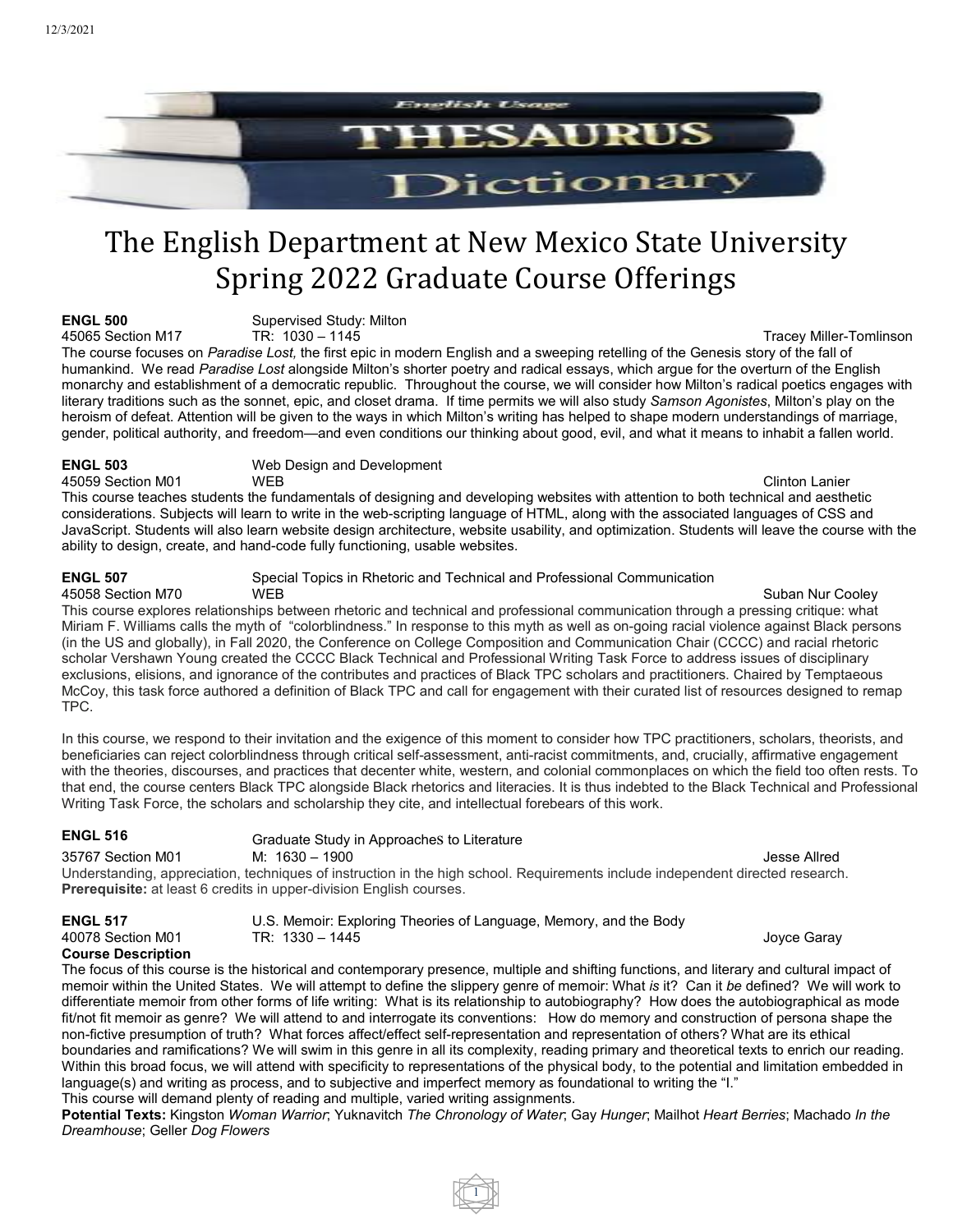# The English Department at New Mexico State University Spring 2022 Graduate Course Offerings

**ENGL 500** Supervised Study: Milton
45065 Section M17 TR: 1030 – 1145 Tracey Miller-Tomlinson

The course focuses on *Paradise Lost,* the first epic in modern English and a sweeping retelling of the Genesis story of the fall of humankind. We read *Paradise Lost* alongside Milton's shorter poetry and radical essays, which argue for the overturn of the English monarchy and establishment of a democratic republic. Throughout the course, we will consider how Milton's radical poetics engages with literary traditions such as the sonnet, epic, and closet drama. If time permits we will also study *Samson Agonistes*, Milton's play on the heroism of defeat. Attention will be given to the ways in which Milton's writing has helped to shape modern understandings of marriage, gender, political authority, and freedom—and even conditions our thinking about good, evil, and what it means to inhabit a fallen world.

**ENGL 503** Web Design and Development
45059 Section M01 WEB Clinton Lanier

This course teaches students the fundamentals of designing and developing websites with attention to both technical and aesthetic considerations. Subjects will learn to write in the web-scripting language of HTML, along with the associated languages of CSS and JavaScript. Students will also learn website design architecture, website usability, and optimization. Students will leave the course with the ability to design, create, and hand-code fully functioning, usable websites.

**ENGL 507** Special Topics in Rhetoric and Technical and Professional Communication
45058 Section M70 WEB Suban Nur Cooley

This course explores relationships between rhetoric and technical and professional communication through a pressing critique: what Miriam F. Williams calls the myth of "colorblindness." In response to this myth as well as on-going racial violence against Black persons (in the US and globally), in Fall 2020, the Conference on College Composition and Communication Chair (CCCC) and racial rhetoric scholar Vershawn Young created the CCCC Black Technical and Professional Writing Task Force to address issues of disciplinary exclusions, elisions, and ignorance of the contributes and practices of Black TPC scholars and practitioners. Chaired by Temptaeous McCoy, this task force authored a definition of Black TPC and call for engagement with their curated list of resources designed to remap TPC.

In this course, we respond to their invitation and the exigence of this moment to consider how TPC practitioners, scholars, theorists, and beneficiaries can reject colorblindness through critical self-assessment, anti-racist commitments, and, crucially, affirmative engagement with the theories, discourses, and practices that decenter white, western, and colonial commonplaces on which the field too often rests. To that end, the course centers Black TPC alongside Black rhetorics and literacies. It is thus indebted to the Black Technical and Professional Writing Task Force, the scholars and scholarship they cite, and intellectual forebears of this work.

**ENGL 516** Graduate Study in Approaches to Literature
35767 Section M01 M: 1630 – 1900 Jesse Allred

Understanding, appreciation, techniques of instruction in the high school. Requirements include independent directed research.
**Prerequisite:** at least 6 credits in upper-division English courses.

**ENGL 517** U.S. Memoir: Exploring Theories of Language, Memory, and the Body
40078 Section M01 TR: 1330 – 1445 Joyce Garay

**Course Description**

The focus of this course is the historical and contemporary presence, multiple and shifting functions, and literary and cultural impact of memoir within the United States. We will attempt to define the slippery genre of memoir: What *is* it? Can it *be* defined? We will work to differentiate memoir from other forms of life writing: What is its relationship to autobiography? How does the autobiographical as mode fit/not fit memoir as genre? We will attend to and interrogate its conventions: How do memory and construction of persona shape the non-fictive presumption of truth? What forces affect/effect self-representation and representation of others? What are its ethical boundaries and ramifications? We will swim in this genre in all its complexity, reading primary and theoretical texts to enrich our reading. Within this broad focus, we will attend with specificity to representations of the physical body, to the potential and limitation embedded in language(s) and writing as process, and to subjective and imperfect memory as foundational to writing the "I."
This course will demand plenty of reading and multiple, varied writing assignments.

**Potential Texts:** Kingston *Woman Warrior*; Yuknavitch *The Chronology of Water*; Gay *Hunger*; Mailhot *Heart Berries*; Machado *In the Dreamhouse*; Geller *Dog Flowers*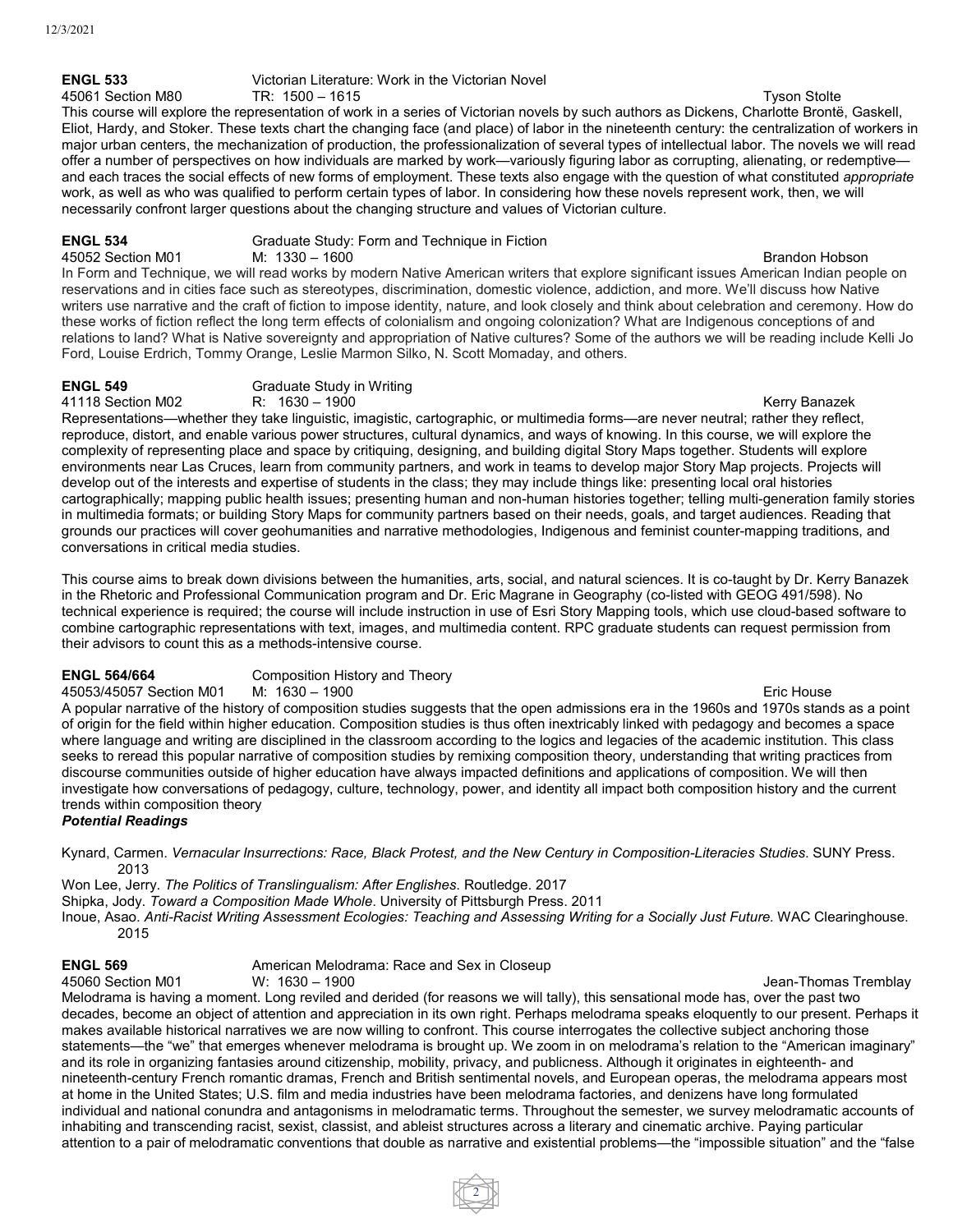**ENGL 533** Victorian Literature: Work in the Victorian Novel
45061 Section M80 TR: 1500 – 1615 Tyson Stolte

This course will explore the representation of work in a series of Victorian novels by such authors as Dickens, Charlotte Brontë, Gaskell, Eliot, Hardy, and Stoker. These texts chart the changing face (and place) of labor in the nineteenth century: the centralization of workers in major urban centers, the mechanization of production, the professionalization of several types of intellectual labor. The novels we will read offer a number of perspectives on how individuals are marked by work—variously figuring labor as corrupting, alienating, or redemptive—and each traces the social effects of new forms of employment. These texts also engage with the question of what constituted *appropriate* work, as well as who was qualified to perform certain types of labor. In considering how these novels represent work, then, we will necessarily confront larger questions about the changing structure and values of Victorian culture.

**ENGL 534** Graduate Study: Form and Technique in Fiction
45052 Section M01 M: 1330 – 1600 Brandon Hobson

In Form and Technique, we will read works by modern Native American writers that explore significant issues American Indian people on reservations and in cities face such as stereotypes, discrimination, domestic violence, addiction, and more. We'll discuss how Native writers use narrative and the craft of fiction to impose identity, nature, and look closely and think about celebration and ceremony. How do these works of fiction reflect the long term effects of colonialism and ongoing colonization? What are Indigenous conceptions of and relations to land? What is Native sovereignty and appropriation of Native cultures? Some of the authors we will be reading include Kelli Jo Ford, Louise Erdrich, Tommy Orange, Leslie Marmon Silko, N. Scott Momaday, and others.

**ENGL 549** Graduate Study in Writing
41118 Section M02 R: 1630 – 1900 Kerry Banazek

Representations—whether they take linguistic, imagistic, cartographic, or multimedia forms—are never neutral; rather they reflect, reproduce, distort, and enable various power structures, cultural dynamics, and ways of knowing. In this course, we will explore the complexity of representing place and space by critiquing, designing, and building digital Story Maps together. Students will explore environments near Las Cruces, learn from community partners, and work in teams to develop major Story Map projects. Projects will develop out of the interests and expertise of students in the class; they may include things like: presenting local oral histories cartographically; mapping public health issues; presenting human and non-human histories together; telling multi-generation family stories in multimedia formats; or building Story Maps for community partners based on their needs, goals, and target audiences. Reading that grounds our practices will cover geohumanities and narrative methodologies, Indigenous and feminist counter-mapping traditions, and conversations in critical media studies.

This course aims to break down divisions between the humanities, arts, social, and natural sciences. It is co-taught by Dr. Kerry Banazek in the Rhetoric and Professional Communication program and Dr. Eric Magrane in Geography (co-listed with GEOG 491/598). No technical experience is required; the course will include instruction in use of Esri Story Mapping tools, which use cloud-based software to combine cartographic representations with text, images, and multimedia content. RPC graduate students can request permission from their advisors to count this as a methods-intensive course.

**ENGL 564/664** Composition History and Theory
45053/45057 Section M01 M: 1630 – 1900 Eric House

A popular narrative of the history of composition studies suggests that the open admissions era in the 1960s and 1970s stands as a point of origin for the field within higher education. Composition studies is thus often inextricably linked with pedagogy and becomes a space where language and writing are disciplined in the classroom according to the logics and legacies of the academic institution. This class seeks to reread this popular narrative of composition studies by remixing composition theory, understanding that writing practices from discourse communities outside of higher education have always impacted definitions and applications of composition. We will then investigate how conversations of pedagogy, culture, technology, power, and identity all impact both composition history and the current trends within composition theory

***Potential Readings***

Kynard, Carmen. *Vernacular Insurrections: Race, Black Protest, and the New Century in Composition-Literacies Studies*. SUNY Press. 2013

Won Lee, Jerry. *The Politics of Translingualism: After Englishes*. Routledge. 2017

Shipka, Jody. *Toward a Composition Made Whole*. University of Pittsburgh Press. 2011

Inoue, Asao. *Anti-Racist Writing Assessment Ecologies: Teaching and Assessing Writing for a Socially Just Future.* WAC Clearinghouse. 2015

**ENGL 569** American Melodrama: Race and Sex in Closeup
45060 Section M01 W: 1630 – 1900 Jean-Thomas Tremblay

Melodrama is having a moment. Long reviled and derided (for reasons we will tally), this sensational mode has, over the past two decades, become an object of attention and appreciation in its own right. Perhaps melodrama speaks eloquently to our present. Perhaps it makes available historical narratives we are now willing to confront. This course interrogates the collective subject anchoring those statements—the "we" that emerges whenever melodrama is brought up. We zoom in on melodrama's relation to the "American imaginary" and its role in organizing fantasies around citizenship, mobility, privacy, and publicness. Although it originates in eighteenth- and nineteenth-century French romantic dramas, French and British sentimental novels, and European operas, the melodrama appears most at home in the United States; U.S. film and media industries have been melodrama factories, and denizens have long formulated individual and national conundra and antagonisms in melodramatic terms. Throughout the semester, we survey melodramatic accounts of inhabiting and transcending racist, sexist, classist, and ableist structures across a literary and cinematic archive. Paying particular attention to a pair of melodramatic conventions that double as narrative and existential problems—the "impossible situation" and the "false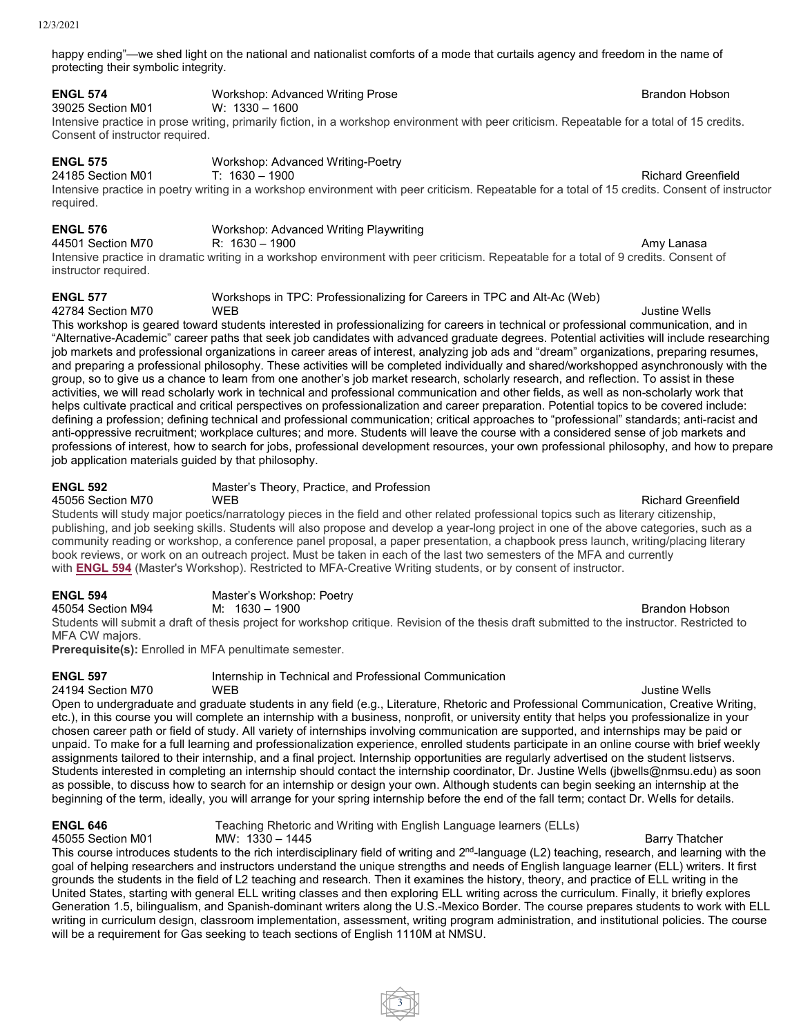happy ending"—we shed light on the national and nationalist comforts of a mode that curtails agency and freedom in the name of protecting their symbolic integrity.

**ENGL 574** Workshop: Advanced Writing Prose Brandon Hobson
39025 Section M01 W: 1330 – 1600
Intensive practice in prose writing, primarily fiction, in a workshop environment with peer criticism. Repeatable for a total of 15 credits. Consent of instructor required.

**ENGL 575** Workshop: Advanced Writing-Poetry
24185 Section M01 T: 1630 – 1900 Richard Greenfield
Intensive practice in poetry writing in a workshop environment with peer criticism. Repeatable for a total of 15 credits. Consent of instructor required.

**ENGL 576** Workshop: Advanced Writing Playwriting
44501 Section M70 R: 1630 – 1900 Amy Lanasa
Intensive practice in dramatic writing in a workshop environment with peer criticism. Repeatable for a total of 9 credits. Consent of instructor required.

**ENGL 577** Workshops in TPC: Professionalizing for Careers in TPC and Alt-Ac (Web)
42784 Section M70 WEB Justine Wells
This workshop is geared toward students interested in professionalizing for careers in technical or professional communication, and in "Alternative-Academic" career paths that seek job candidates with advanced graduate degrees. Potential activities will include researching job markets and professional organizations in career areas of interest, analyzing job ads and "dream" organizations, preparing resumes, and preparing a professional philosophy. These activities will be completed individually and shared/workshopped asynchronously with the group, so to give us a chance to learn from one another's job market research, scholarly research, and reflection. To assist in these activities, we will read scholarly work in technical and professional communication and other fields, as well as non-scholarly work that helps cultivate practical and critical perspectives on professionalization and career preparation. Potential topics to be covered include: defining a profession; defining technical and professional communication; critical approaches to "professional" standards; anti-racist and anti-oppressive recruitment; workplace cultures; and more. Students will leave the course with a considered sense of job markets and professions of interest, how to search for jobs, professional development resources, your own professional philosophy, and how to prepare job application materials guided by that philosophy.

**ENGL 592** Master's Theory, Practice, and Profession
45056 Section M70 WEB Richard Greenfield
Students will study major poetics/narratology pieces in the field and other related professional topics such as literary citizenship, publishing, and job seeking skills. Students will also propose and develop a year-long project in one of the above categories, such as a community reading or workshop, a conference panel proposal, a paper presentation, a chapbook press launch, writing/placing literary book reviews, or work on an outreach project. Must be taken in each of the last two semesters of the MFA and currently with **ENGL 594** (Master's Workshop). Restricted to MFA-Creative Writing students, or by consent of instructor.

**ENGL 594** Master's Workshop: Poetry
45054 Section M94 M: 1630 – 1900 Brandon Hobson
Students will submit a draft of thesis project for workshop critique. Revision of the thesis draft submitted to the instructor. Restricted to MFA CW majors.
**Prerequisite(s):** Enrolled in MFA penultimate semester.

**ENGL 597** Internship in Technical and Professional Communication
24194 Section M70 WEB Justine Wells
Open to undergraduate and graduate students in any field (e.g., Literature, Rhetoric and Professional Communication, Creative Writing, etc.), in this course you will complete an internship with a business, nonprofit, or university entity that helps you professionalize in your chosen career path or field of study. All variety of internships involving communication are supported, and internships may be paid or unpaid. To make for a full learning and professionalization experience, enrolled students participate in an online course with brief weekly assignments tailored to their internship, and a final project. Internship opportunities are regularly advertised on the student listservs. Students interested in completing an internship should contact the internship coordinator, Dr. Justine Wells (jbwells@nmsu.edu) as soon as possible, to discuss how to search for an internship or design your own. Although students can begin seeking an internship at the beginning of the term, ideally, you will arrange for your spring internship before the end of the fall term; contact Dr. Wells for details.

**ENGL 646** Teaching Rhetoric and Writing with English Language learners (ELLs)
45055 Section M01 MW: 1330 – 1445 Barry Thatcher
This course introduces students to the rich interdisciplinary field of writing and 2nd-language (L2) teaching, research, and learning with the goal of helping researchers and instructors understand the unique strengths and needs of English language learner (ELL) writers. It first grounds the students in the field of L2 teaching and research. Then it examines the history, theory, and practice of ELL writing in the United States, starting with general ELL writing classes and then exploring ELL writing across the curriculum. Finally, it briefly explores Generation 1.5, bilingualism, and Spanish-dominant writers along the U.S.-Mexico Border. The course prepares students to work with ELL writing in curriculum design, classroom implementation, assessment, writing program administration, and institutional policies. The course will be a requirement for Gas seeking to teach sections of English 1110M at NMSU.